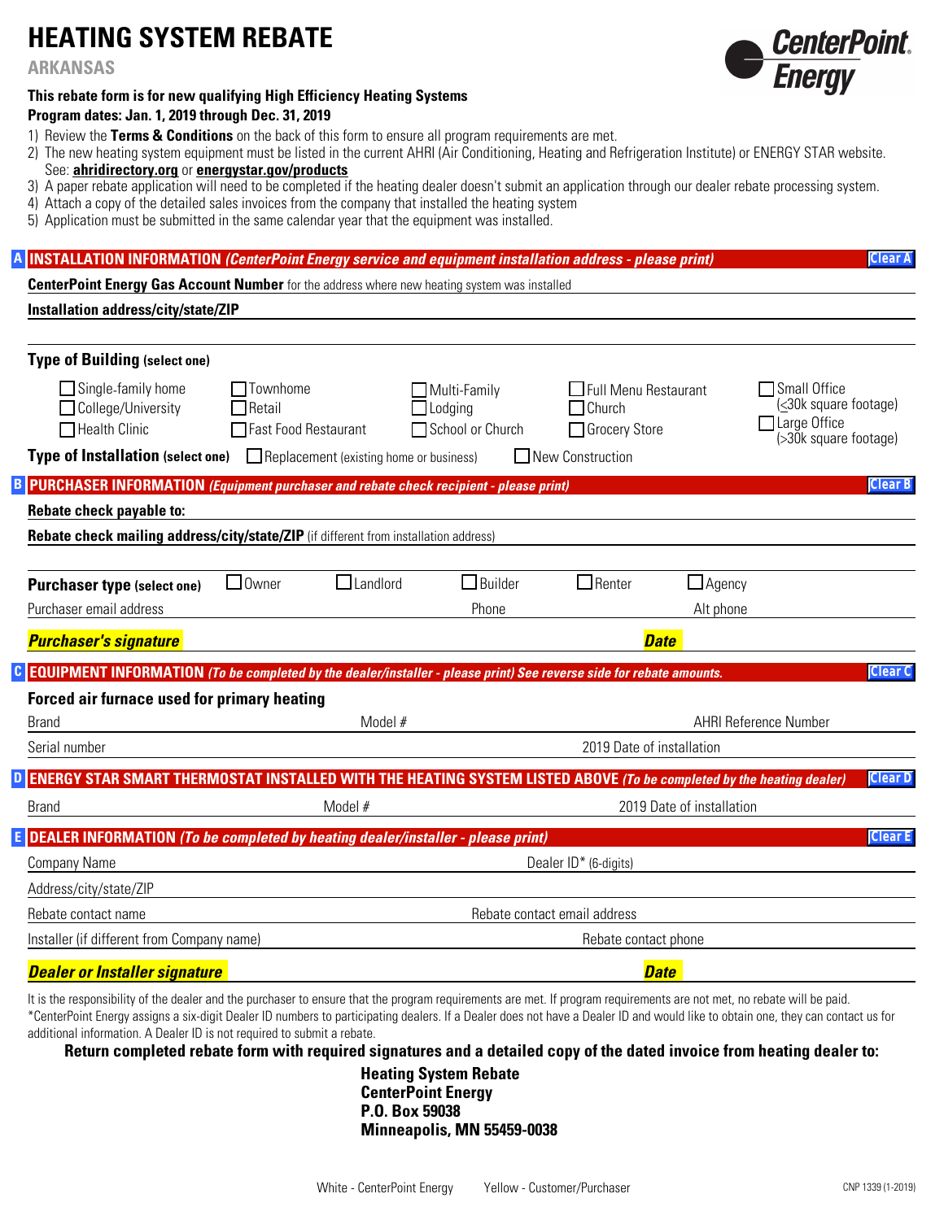# HEATING SYSTEM REBATE

**ARKANSAS**

CenterPoint Energy

**This rebate form is for new qualifying High Efficiency Heating Systems**
**Program dates: Jan. 1, 2019 through Dec. 31, 2019**

1) Review the **Terms & Conditions** on the back of this form to ensure all program requirements are met.
2) The new heating system equipment must be listed in the current AHRI (Air Conditioning, Heating and Refrigeration Institute) or ENERGY STAR website. See: **ahridirectory.org** or **energystar.gov/products**
3) A paper rebate application will need to be completed if the heating dealer doesn't submit an application through our dealer rebate processing system.
4) Attach a copy of the detailed sales invoices from the company that installed the heating system
5) Application must be submitted in the same calendar year that the equipment was installed.

## A INSTALLATION INFORMATION *(CenterPoint Energy service and equipment installation address - please print)*

Clear A

**CenterPoint Energy Gas Account Number** for the address where new heating system was installed

**Installation address/city/state/ZIP**

**Type of Building (select one)**

- ☐ Single-family home
- ☐ College/University
- ☐ Health Clinic
- ☐ Townhome
- ☐ Retail
- ☐ Fast Food Restaurant
- ☐ Multi-Family
- ☐ Lodging
- ☐ School or Church
- ☐ Full Menu Restaurant
- ☐ Church
- ☐ Grocery Store
- ☐ Small Office (≤30k square footage)
- ☐ Large Office (>30k square footage)

**Type of Installation (select one)** ☐ Replacement (existing home or business) ☐ New Construction

## B PURCHASER INFORMATION *(Equipment purchaser and rebate check recipient - please print)*

Clear B

**Rebate check payable to:**

**Rebate check mailing address/city/state/ZIP** (if different from installation address)

**Purchaser type (select one)** ☐ Owner ☐ Landlord ☐ Builder ☐ Renter ☐ Agency

Purchaser email address Phone Alt phone

***Purchaser's signature*** ***Date***

## C EQUIPMENT INFORMATION *(To be completed by the dealer/installer - please print) See reverse side for rebate amounts.*

Clear C

**Forced air furnace used for primary heating**

Brand Model # AHRI Reference Number

Serial number 2019 Date of installation

## D ENERGY STAR SMART THERMOSTAT INSTALLED WITH THE HEATING SYSTEM LISTED ABOVE *(To be completed by the heating dealer)*

Clear D

Brand Model # 2019 Date of installation

## E DEALER INFORMATION *(To be completed by heating dealer/installer - please print)*

Clear E

Company Name Dealer ID* (6-digits)

Address/city/state/ZIP

Rebate contact name Rebate contact email address

Installer (if different from Company name) Rebate contact phone

***Dealer or Installer signature*** ***Date***

It is the responsibility of the dealer and the purchaser to ensure that the program requirements are met. If program requirements are not met, no rebate will be paid.
*CenterPoint Energy assigns a six-digit Dealer ID numbers to participating dealers. If a Dealer does not have a Dealer ID and would like to obtain one, they can contact us for additional information. A Dealer ID is not required to submit a rebate.

**Return completed rebate form with required signatures and a detailed copy of the dated invoice from heating dealer to:**

**Heating System Rebate**
**CenterPoint Energy**
**P.O. Box 59038**
**Minneapolis, MN 55459-0038**

White - CenterPoint Energy Yellow - Customer/Purchaser

CNP 1339 (1-2019)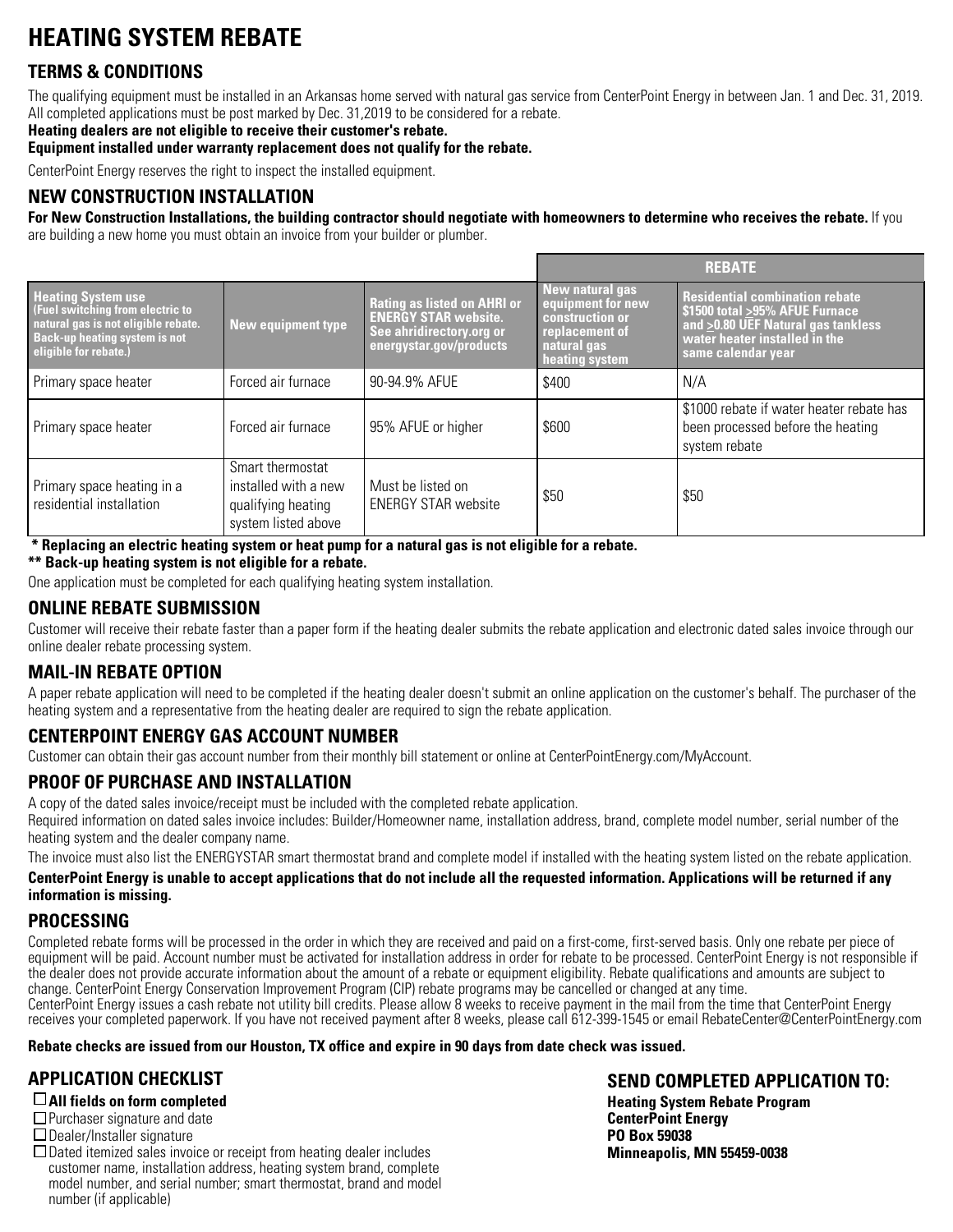# HEATING SYSTEM REBATE

## TERMS & CONDITIONS

The qualifying equipment must be installed in an Arkansas home served with natural gas service from CenterPoint Energy in between Jan. 1 and Dec. 31, 2019. All completed applications must be post marked by Dec. 31,2019 to be considered for a rebate.

**Heating dealers are not eligible to receive their customer's rebate.**

**Equipment installed under warranty replacement does not qualify for the rebate.**

CenterPoint Energy reserves the right to inspect the installed equipment.

## NEW CONSTRUCTION INSTALLATION

**For New Construction Installations, the building contractor should negotiate with homeowners to determine who receives the rebate.** If you are building a new home you must obtain an invoice from your builder or plumber.

| | | | REBATE | |
|---|---|---|---|---|
| **Heating System use (Fuel switching from electric to natural gas is not eligible rebate. Back-up heating system is not eligible for rebate.)** | **New equipment type** | **Rating as listed on AHRI or ENERGY STAR website. See ahridirectory.org or energystar.gov/products** | **New natural gas equipment for new construction or replacement of natural gas heating system** | **Residential combination rebate $1500 total ≥95% AFUE Furnace and ≥0.80 UEF Natural gas tankless water heater installed in the same calendar year** |
| Primary space heater | Forced air furnace | 90-94.9% AFUE | $400 | N/A |
| Primary space heater | Forced air furnace | 95% AFUE or higher | $600 | $1000 rebate if water heater rebate has been processed before the heating system rebate |
| Primary space heating in a residential installation | Smart thermostat installed with a new qualifying heating system listed above | Must be listed on ENERGY STAR website | $50 | $50 |

**\* Replacing an electric heating system or heat pump for a natural gas is not eligible for a rebate.**

**\*\* Back-up heating system is not eligible for a rebate.**

One application must be completed for each qualifying heating system installation.

## ONLINE REBATE SUBMISSION

Customer will receive their rebate faster than a paper form if the heating dealer submits the rebate application and electronic dated sales invoice through our online dealer rebate processing system.

## MAIL-IN REBATE OPTION

A paper rebate application will need to be completed if the heating dealer doesn't submit an online application on the customer's behalf. The purchaser of the heating system and a representative from the heating dealer are required to sign the rebate application.

## CENTERPOINT ENERGY GAS ACCOUNT NUMBER

Customer can obtain their gas account number from their monthly bill statement or online at CenterPointEnergy.com/MyAccount.

## PROOF OF PURCHASE AND INSTALLATION

A copy of the dated sales invoice/receipt must be included with the completed rebate application.

Required information on dated sales invoice includes: Builder/Homeowner name, installation address, brand, complete model number, serial number of the heating system and the dealer company name.

The invoice must also list the ENERGYSTAR smart thermostat brand and complete model if installed with the heating system listed on the rebate application.

**CenterPoint Energy is unable to accept applications that do not include all the requested information. Applications will be returned if any information is missing.**

## PROCESSING

Completed rebate forms will be processed in the order in which they are received and paid on a first-come, first-served basis. Only one rebate per piece of equipment will be paid. Account number must be activated for installation address in order for rebate to be processed. CenterPoint Energy is not responsible if the dealer does not provide accurate information about the amount of a rebate or equipment eligibility. Rebate qualifications and amounts are subject to change. CenterPoint Energy Conservation Improvement Program (CIP) rebate programs may be cancelled or changed at any time.

CenterPoint Energy issues a cash rebate not utility bill credits. Please allow 8 weeks to receive payment in the mail from the time that CenterPoint Energy receives your completed paperwork. If you have not received payment after 8 weeks, please call 612-399-1545 or email RebateCenter@CenterPointEnergy.com

**Rebate checks are issued from our Houston, TX office and expire in 90 days from date check was issued.**

## APPLICATION CHECKLIST

- ☐ **All fields on form completed**
- ☐ Purchaser signature and date
- ☐ Dealer/Installer signature
- ☐ Dated itemized sales invoice or receipt from heating dealer includes customer name, installation address, heating system brand, complete model number, and serial number; smart thermostat, brand and model number (if applicable)

## SEND COMPLETED APPLICATION TO:

**Heating System Rebate Program**
**CenterPoint Energy**
**PO Box 59038**
**Minneapolis, MN 55459-0038**